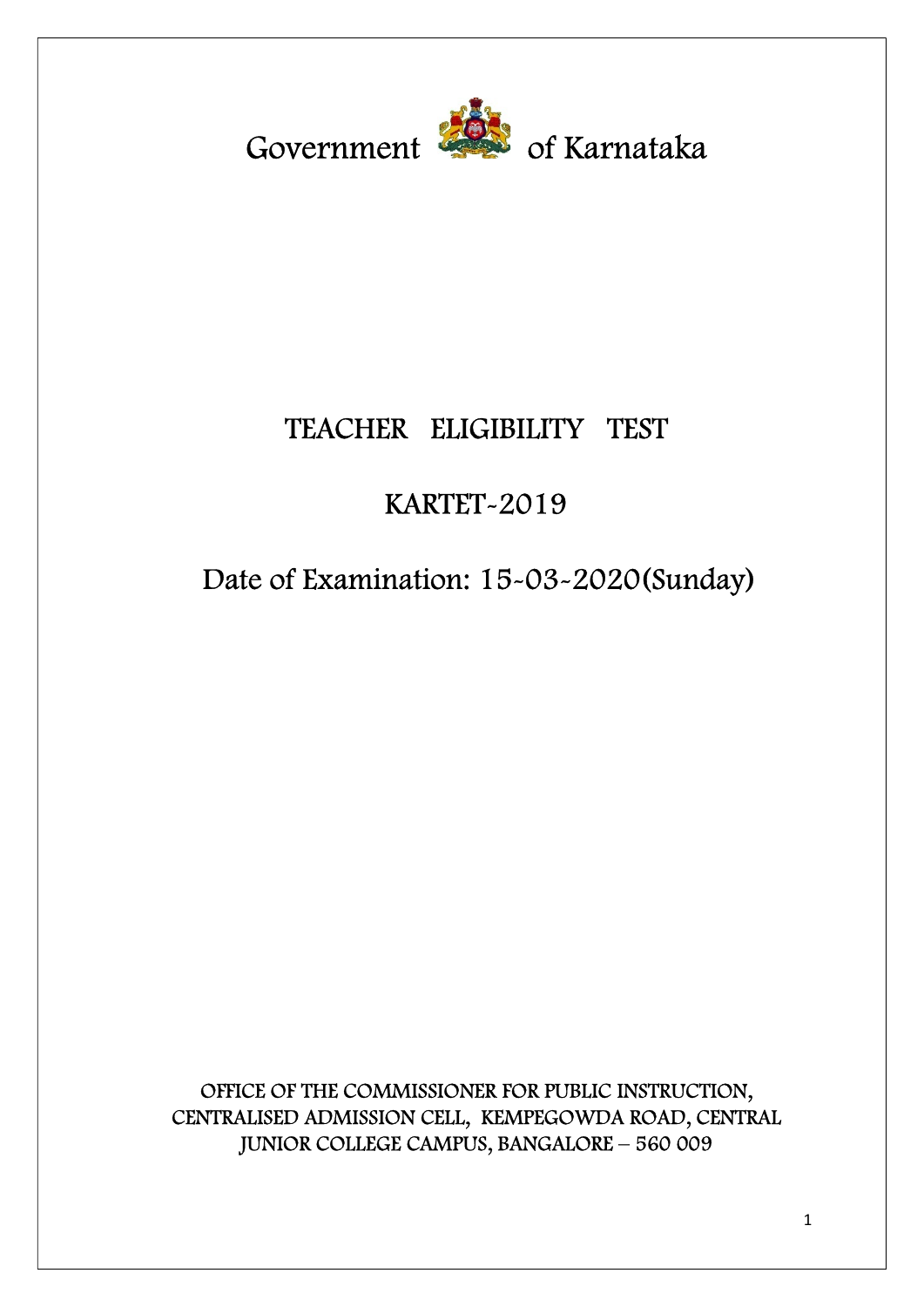# Government of Karnataka

## TEACHER ELIGIBILITY TEST

## KARTET-2019

## Date of Examination: 15-03-2020(Sunday)

OFFICE OF THE COMMISSIONER FOR PUBLIC INSTRUCTION, CENTRALISED ADMISSION CELL, KEMPEGOWDA ROAD, CENTRAL JUNIOR COLLEGE CAMPUS, BANGALORE – 560 009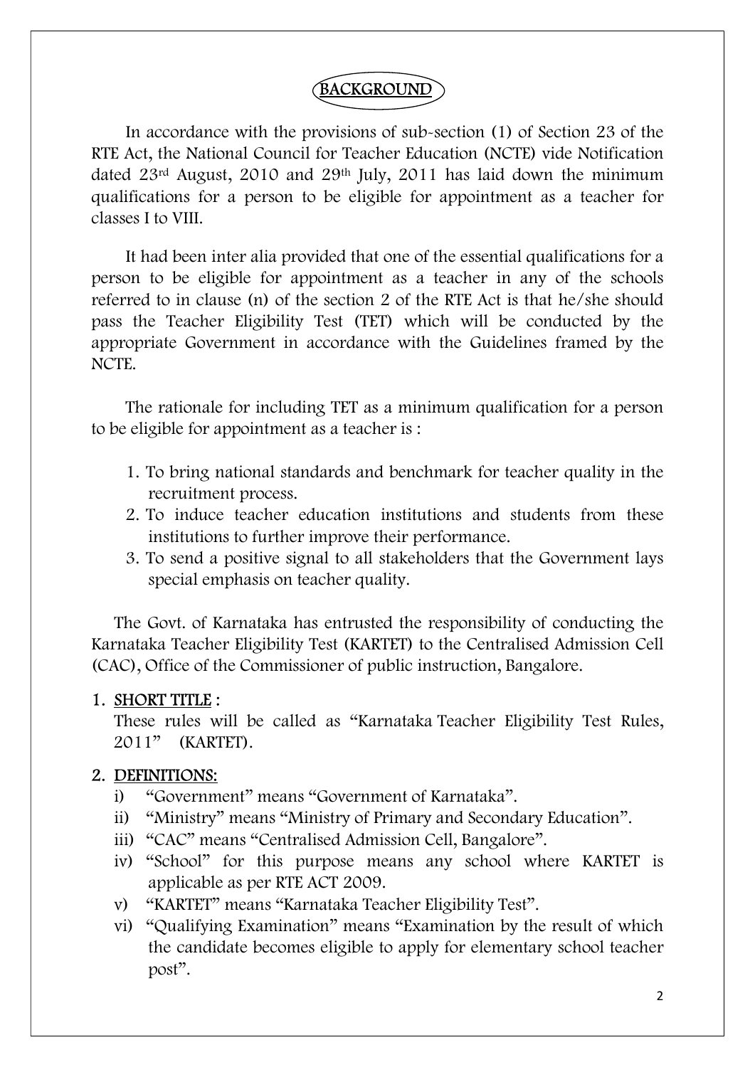# BACKGROUND

In accordance with the provisions of sub-section (1) of Section 23 of the RTE Act, the National Council for Teacher Education (NCTE) vide Notification dated 23rd August, 2010 and 29th July, 2011 has laid down the minimum qualifications for a person to be eligible for appointment as a teacher for classes I to VIII.

It had been inter alia provided that one of the essential qualifications for a person to be eligible for appointment as a teacher in any of the schools referred to in clause (n) of the section 2 of the RTE Act is that he/she should pass the Teacher Eligibility Test (TET) which will be conducted by the appropriate Government in accordance with the Guidelines framed by the NCTE.

The rationale for including TET as a minimum qualification for a person to be eligible for appointment as a teacher is :

1. To bring national standards and benchmark for teacher quality in the recruitment process.
2. To induce teacher education institutions and students from these institutions to further improve their performance.
3. To send a positive signal to all stakeholders that the Government lays special emphasis on teacher quality.

The Govt. of Karnataka has entrusted the responsibility of conducting the Karnataka Teacher Eligibility Test (KARTET) to the Centralised Admission Cell (CAC), Office of the Commissioner of public instruction, Bangalore.

## 1. SHORT TITLE :

These rules will be called as "Karnataka Teacher Eligibility Test Rules, 2011" (KARTET).

## 2. DEFINITIONS:

i) "Government" means "Government of Karnataka".

ii) "Ministry" means "Ministry of Primary and Secondary Education".

iii) "CAC" means "Centralised Admission Cell, Bangalore".

iv) "School" for this purpose means any school where KARTET is applicable as per RTE ACT 2009.

v) "KARTET" means "Karnataka Teacher Eligibility Test".

vi) "Qualifying Examination" means "Examination by the result of which the candidate becomes eligible to apply for elementary school teacher post".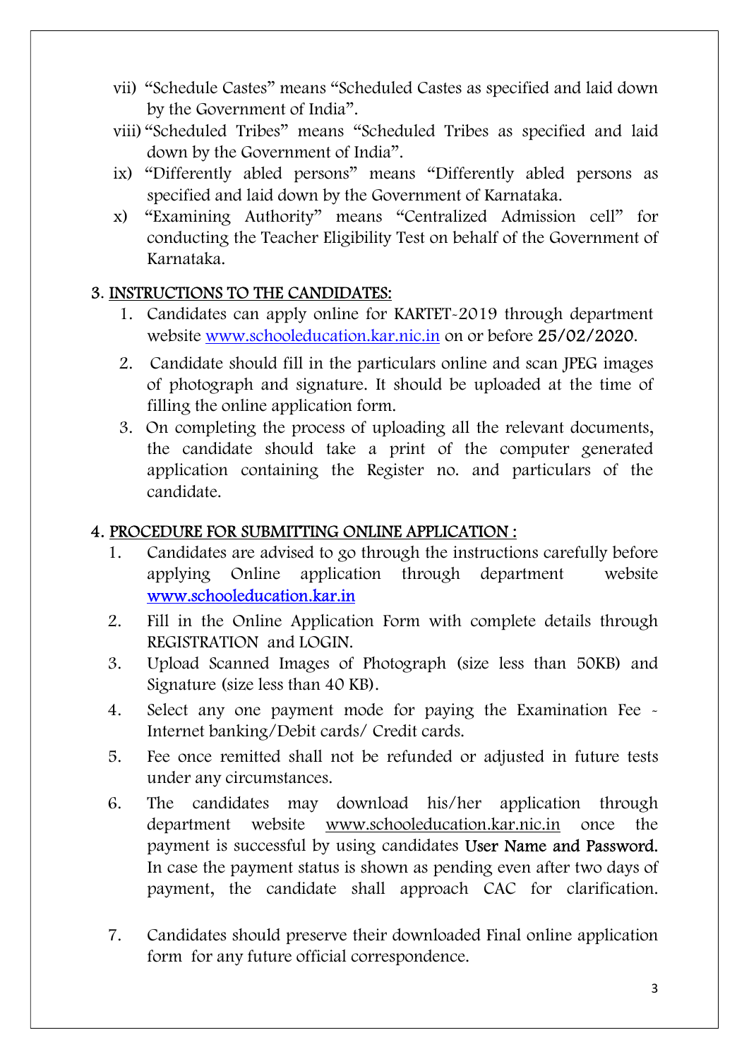vii) "Schedule Castes" means "Scheduled Castes as specified and laid down by the Government of India".

viii) "Scheduled Tribes" means "Scheduled Tribes as specified and laid down by the Government of India".

ix) "Differently abled persons" means "Differently abled persons as specified and laid down by the Government of Karnataka.

x) "Examining Authority" means "Centralized Admission cell" for conducting the Teacher Eligibility Test on behalf of the Government of Karnataka.

## 3. INSTRUCTIONS TO THE CANDIDATES:

1. Candidates can apply online for KARTET-2019 through department website www.schooleducation.kar.nic.in on or before 25/02/2020.
2. Candidate should fill in the particulars online and scan JPEG images of photograph and signature. It should be uploaded at the time of filling the online application form.
3. On completing the process of uploading all the relevant documents, the candidate should take a print of the computer generated application containing the Register no. and particulars of the candidate.

## 4. PROCEDURE FOR SUBMITTING ONLINE APPLICATION :

1. Candidates are advised to go through the instructions carefully before applying Online application through department website www.schooleducation.kar.in
2. Fill in the Online Application Form with complete details through REGISTRATION and LOGIN.
3. Upload Scanned Images of Photograph (size less than 50KB) and Signature (size less than 40 KB).
4. Select any one payment mode for paying the Examination Fee - Internet banking/Debit cards/ Credit cards.
5. Fee once remitted shall not be refunded or adjusted in future tests under any circumstances.
6. The candidates may download his/her application through department website www.schooleducation.kar.nic.in once the payment is successful by using candidates User Name and Password. In case the payment status is shown as pending even after two days of payment, the candidate shall approach CAC for clarification.
7. Candidates should preserve their downloaded Final online application form for any future official correspondence.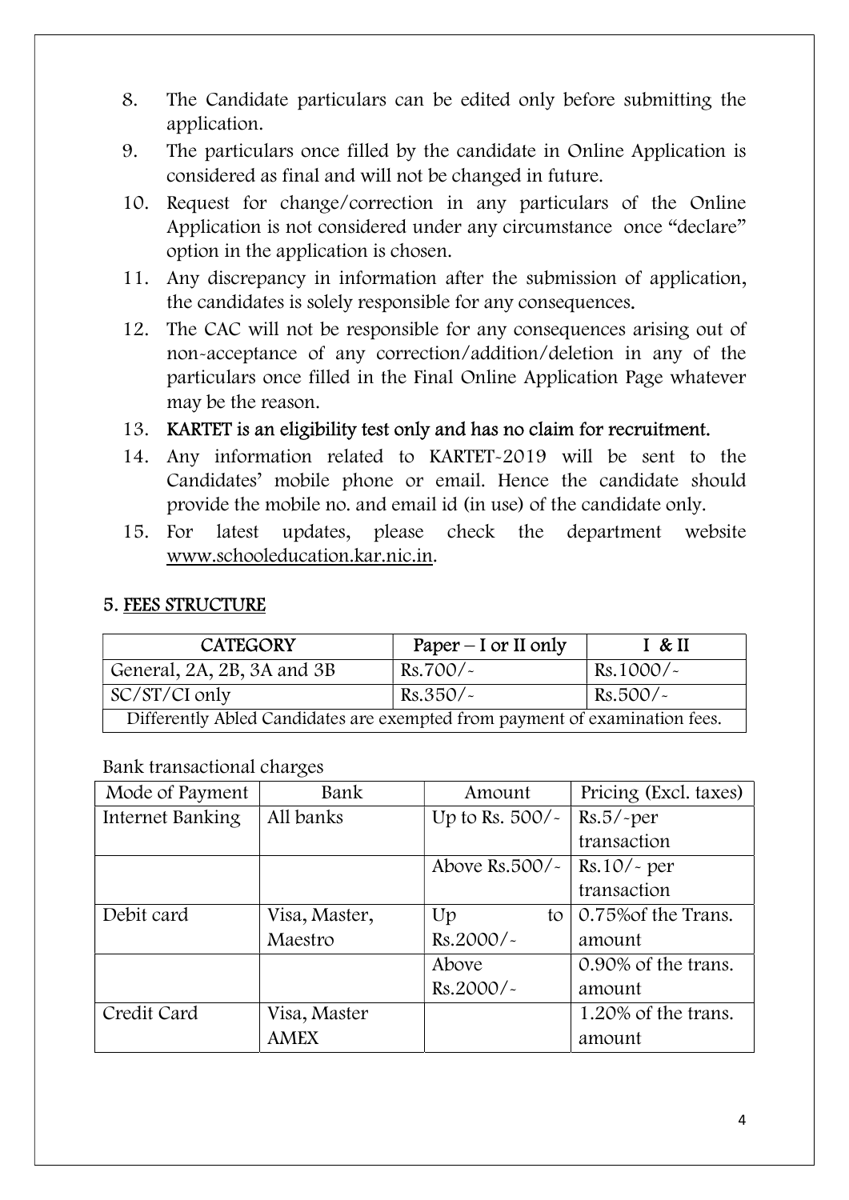8. The Candidate particulars can be edited only before submitting the application.
9. The particulars once filled by the candidate in Online Application is considered as final and will not be changed in future.
10. Request for change/correction in any particulars of the Online Application is not considered under any circumstance once "declare" option in the application is chosen.
11. Any discrepancy in information after the submission of application, the candidates is solely responsible for any consequences.
12. The CAC will not be responsible for any consequences arising out of non-acceptance of any correction/addition/deletion in any of the particulars once filled in the Final Online Application Page whatever may be the reason.
13. **KARTET is an eligibility test only and has no claim for recruitment.**
14. Any information related to KARTET-2019 will be sent to the Candidates' mobile phone or email. Hence the candidate should provide the mobile no. and email id (in use) of the candidate only.
15. For latest updates, please check the department website www.schooleducation.kar.nic.in.

## 5. FEES STRUCTURE

| CATEGORY | Paper – I or II only | I & II |
|---|---|---|
| General, 2A, 2B, 3A and 3B | Rs.700/- | Rs.1000/- |
| SC/ST/CI only | Rs.350/- | Rs.500/- |
| Differently Abled Candidates are exempted from payment of examination fees. | | |

Bank transactional charges

| Mode of Payment | Bank | Amount | Pricing (Excl. taxes) |
|---|---|---|---|
| Internet Banking | All banks | Up to Rs. 500/- | Rs.5/-per transaction |
| | | Above Rs.500/- | Rs.10/- per transaction |
| Debit card | Visa, Master, Maestro | Up to Rs.2000/- | 0.75%of the Trans. amount |
| | | Above Rs.2000/- | 0.90% of the trans. amount |
| Credit Card | Visa, Master AMEX | | 1.20% of the trans. amount |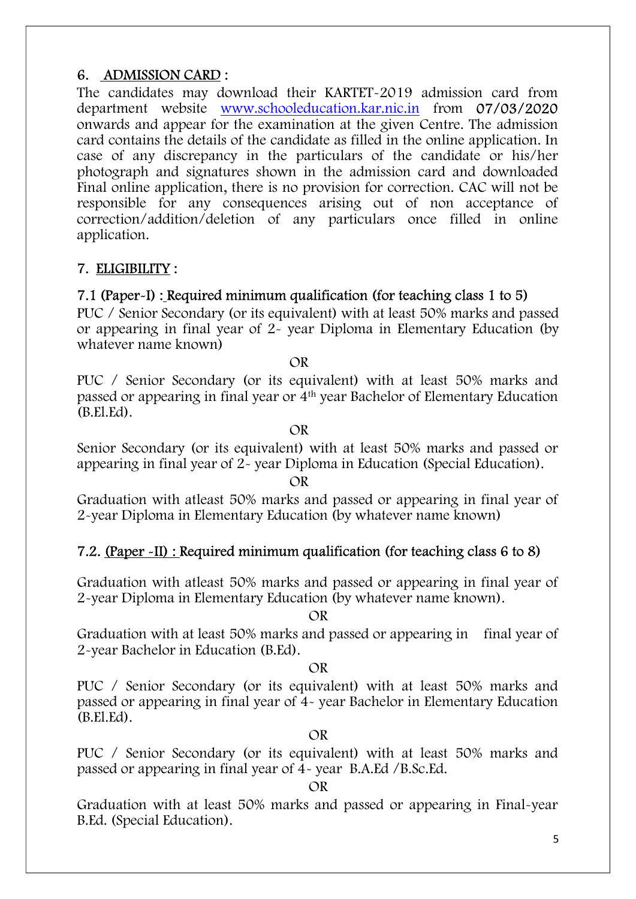## 6. ADMISSION CARD :

The candidates may download their KARTET-2019 admission card from department website www.schooleducation.kar.nic.in from **07/03/2020** onwards and appear for the examination at the given Centre. The admission card contains the details of the candidate as filled in the online application. In case of any discrepancy in the particulars of the candidate or his/her photograph and signatures shown in the admission card and downloaded Final online application, there is no provision for correction. CAC will not be responsible for any consequences arising out of non acceptance of correction/addition/deletion of any particulars once filled in online application.

## 7. ELIGIBILITY :

### 7.1 (Paper-I) : Required minimum qualification (for teaching class 1 to 5)

PUC / Senior Secondary (or its equivalent) with at least 50% marks and passed or appearing in final year of 2- year Diploma in Elementary Education (by whatever name known)

OR

PUC / Senior Secondary (or its equivalent) with at least 50% marks and passed or appearing in final year or 4th year Bachelor of Elementary Education (B.El.Ed).

OR

Senior Secondary (or its equivalent) with at least 50% marks and passed or appearing in final year of 2- year Diploma in Education (Special Education).

OR

Graduation with atleast 50% marks and passed or appearing in final year of 2-year Diploma in Elementary Education (by whatever name known)

### 7.2. (Paper -II) : Required minimum qualification (for teaching class 6 to 8)

Graduation with atleast 50% marks and passed or appearing in final year of 2-year Diploma in Elementary Education (by whatever name known).

OR

Graduation with at least 50% marks and passed or appearing in final year of 2-year Bachelor in Education (B.Ed).

OR

PUC / Senior Secondary (or its equivalent) with at least 50% marks and passed or appearing in final year of 4- year Bachelor in Elementary Education (B.El.Ed).

OR

PUC / Senior Secondary (or its equivalent) with at least 50% marks and passed or appearing in final year of 4- year B.A.Ed /B.Sc.Ed.

OR

Graduation with at least 50% marks and passed or appearing in Final-year B.Ed. (Special Education).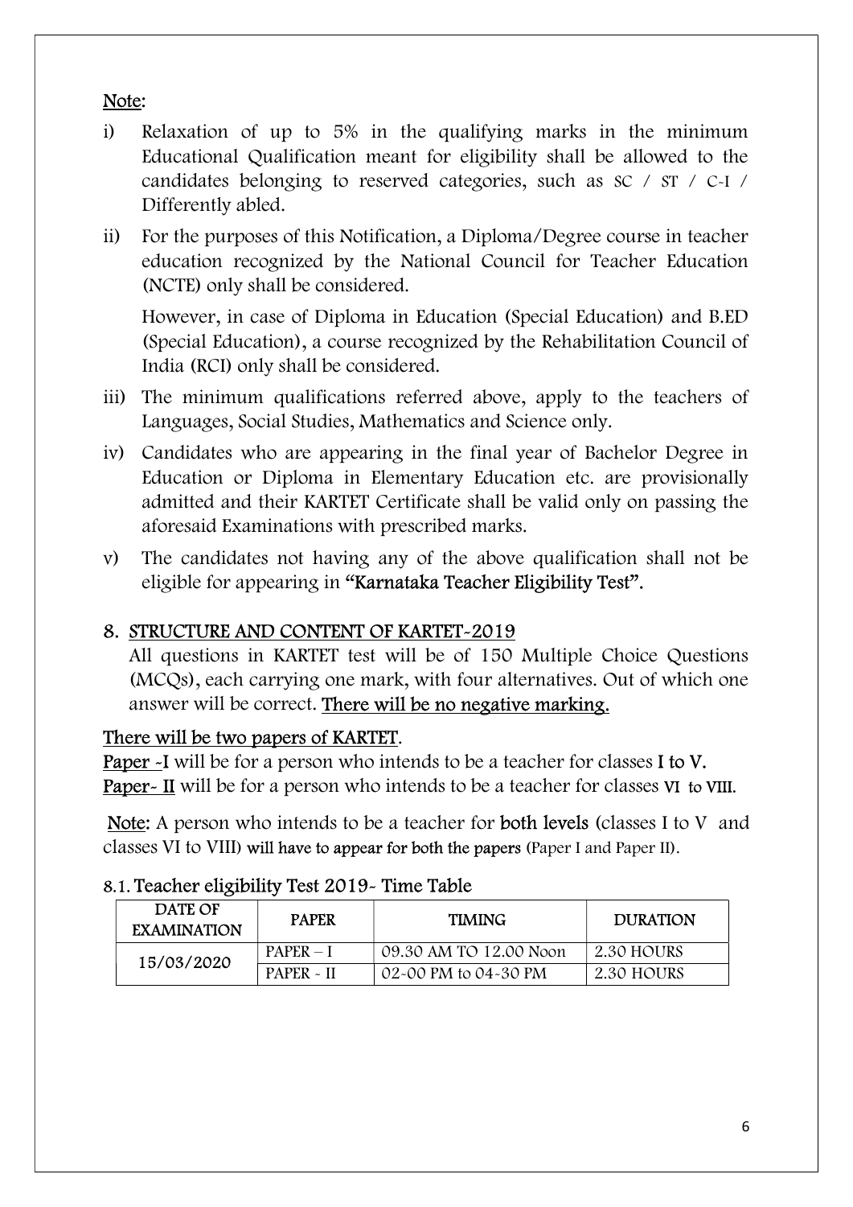Note:

i) Relaxation of up to 5% in the qualifying marks in the minimum Educational Qualification meant for eligibility shall be allowed to the candidates belonging to reserved categories, such as SC / ST / C-I / Differently abled.

ii) For the purposes of this Notification, a Diploma/Degree course in teacher education recognized by the National Council for Teacher Education (NCTE) only shall be considered.

   However, in case of Diploma in Education (Special Education) and B.ED (Special Education), a course recognized by the Rehabilitation Council of India (RCI) only shall be considered.

iii) The minimum qualifications referred above, apply to the teachers of Languages, Social Studies, Mathematics and Science only.

iv) Candidates who are appearing in the final year of Bachelor Degree in Education or Diploma in Elementary Education etc. are provisionally admitted and their KARTET Certificate shall be valid only on passing the aforesaid Examinations with prescribed marks.

v) The candidates not having any of the above qualification shall not be eligible for appearing in **"Karnataka Teacher Eligibility Test".**

## 8. STRUCTURE AND CONTENT OF KARTET-2019

All questions in KARTET test will be of 150 Multiple Choice Questions (MCQs), each carrying one mark, with four alternatives. Out of which one answer will be correct. There will be no negative marking.

There will be two papers of KARTET.

Paper -I will be for a person who intends to be a teacher for classes **I to V.**

Paper- II will be for a person who intends to be a teacher for classes **VI to VIII.**

Note: A person who intends to be a teacher for **both levels** (classes I to V and classes VI to VIII) will have to appear for both the papers (Paper I and Paper II).

### 8.1. Teacher eligibility Test 2019- Time Table

| DATE OF EXAMINATION | PAPER | TIMING | DURATION |
|---|---|---|---|
| 15/03/2020 | PAPER – I | 09.30 AM TO 12.00 Noon | 2.30 HOURS |
| | PAPER - II | 02-00 PM to 04-30 PM | 2.30 HOURS |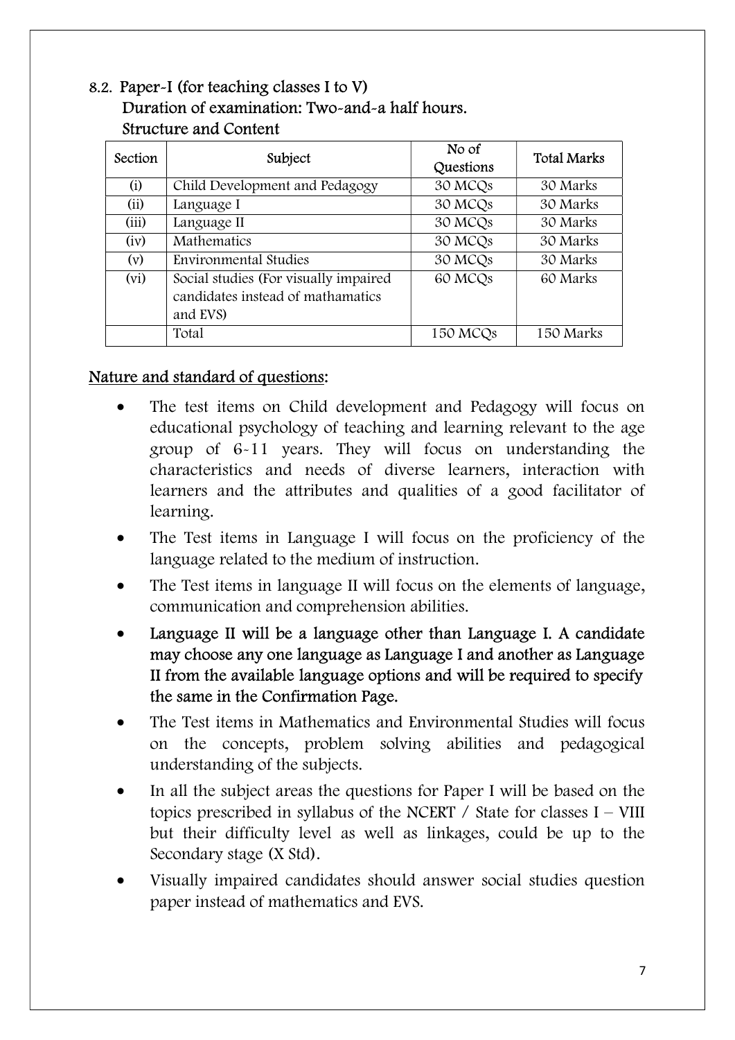### 8.2. Paper-I (for teaching classes I to V)

**Duration of examination: Two-and-a half hours.**

**Structure and Content**

| Section | Subject | No of Questions | Total Marks |
|---|---|---|---|
| (i) | Child Development and Pedagogy | 30 MCQs | 30 Marks |
| (ii) | Language I | 30 MCQs | 30 Marks |
| (iii) | Language II | 30 MCQs | 30 Marks |
| (iv) | Mathematics | 30 MCQs | 30 Marks |
| (v) | Environmental Studies | 30 MCQs | 30 Marks |
| (vi) | Social studies (For visually impaired candidates instead of mathamatics and EVS) | 60 MCQs | 60 Marks |
| | Total | 150 MCQs | 150 Marks |

**Nature and standard of questions:**

- The test items on Child development and Pedagogy will focus on educational psychology of teaching and learning relevant to the age group of 6-11 years. They will focus on understanding the characteristics and needs of diverse learners, interaction with learners and the attributes and qualities of a good facilitator of learning.
- The Test items in Language I will focus on the proficiency of the language related to the medium of instruction.
- The Test items in language II will focus on the elements of language, communication and comprehension abilities.
- **Language II will be a language other than Language I. A candidate may choose any one language as Language I and another as Language II from the available language options and will be required to specify the same in the Confirmation Page.**
- The Test items in Mathematics and Environmental Studies will focus on the concepts, problem solving abilities and pedagogical understanding of the subjects.
- In all the subject areas the questions for Paper I will be based on the topics prescribed in syllabus of the NCERT / State for classes I – VIII but their difficulty level as well as linkages, could be up to the Secondary stage (X Std).
- Visually impaired candidates should answer social studies question paper instead of mathematics and EVS.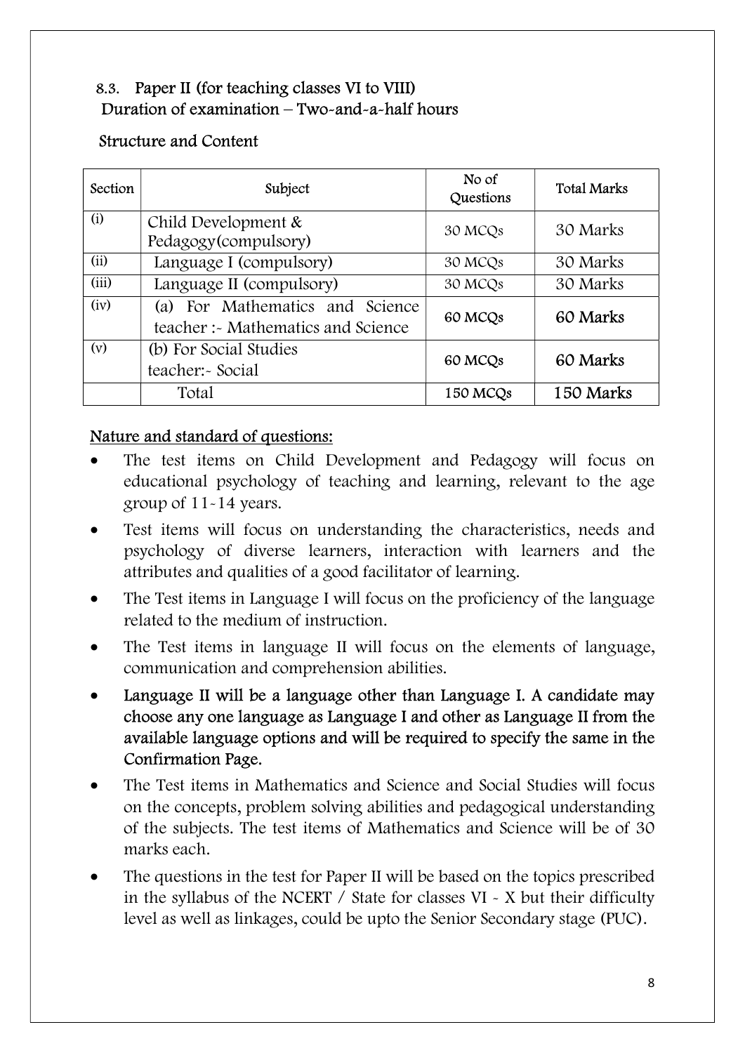### 8.3. Paper II (for teaching classes VI to VIII)

Duration of examination – Two-and-a-half hours

Structure and Content

| Section | Subject | No of Questions | Total Marks |
|---|---|---|---|
| (i) | Child Development & Pedagogy(compulsory) | 30 MCQs | 30 Marks |
| (ii) | Language I (compulsory) | 30 MCQs | 30 Marks |
| (iii) | Language II (compulsory) | 30 MCQs | 30 Marks |
| (iv) | (a) For Mathematics and Science teacher :- Mathematics and Science | 60 MCQs | 60 Marks |
| (v) | (b) For Social Studies teacher:- Social | 60 MCQs | 60 Marks |
| | Total | 150 MCQs | 150 Marks |

<u>Nature and standard of questions:</u>

- The test items on Child Development and Pedagogy will focus on educational psychology of teaching and learning, relevant to the age group of 11-14 years.
- Test items will focus on understanding the characteristics, needs and psychology of diverse learners, interaction with learners and the attributes and qualities of a good facilitator of learning.
- The Test items in Language I will focus on the proficiency of the language related to the medium of instruction.
- The Test items in language II will focus on the elements of language, communication and comprehension abilities.
- **Language II will be a language other than Language I. A candidate may choose any one language as Language I and other as Language II from the available language options and will be required to specify the same in the Confirmation Page.**
- The Test items in Mathematics and Science and Social Studies will focus on the concepts, problem solving abilities and pedagogical understanding of the subjects. The test items of Mathematics and Science will be of 30 marks each.
- The questions in the test for Paper II will be based on the topics prescribed in the syllabus of the NCERT / State for classes VI - X but their difficulty level as well as linkages, could be upto the Senior Secondary stage (PUC).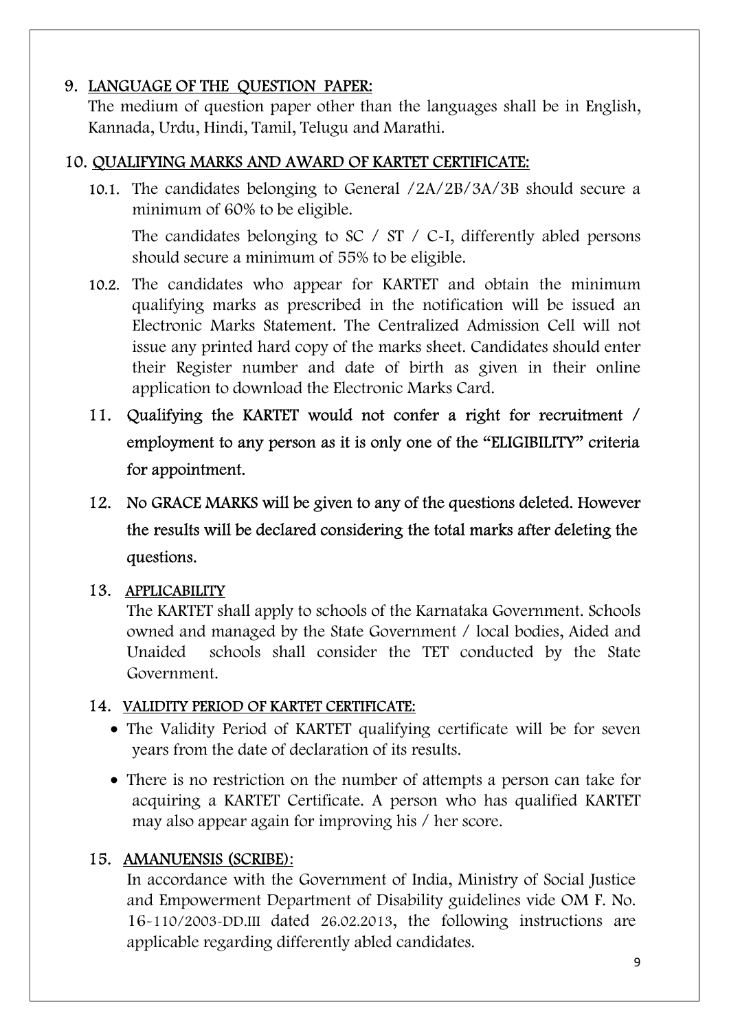## 9. LANGUAGE OF THE QUESTION PAPER:

The medium of question paper other than the languages shall be in English, Kannada, Urdu, Hindi, Tamil, Telugu and Marathi.

## 10. QUALIFYING MARKS AND AWARD OF KARTET CERTIFICATE:

10.1. The candidates belonging to General /2A/2B/3A/3B should secure a minimum of 60% to be eligible.

The candidates belonging to SC / ST / C-I, differently abled persons should secure a minimum of 55% to be eligible.

10.2. The candidates who appear for KARTET and obtain the minimum qualifying marks as prescribed in the notification will be issued an Electronic Marks Statement. The Centralized Admission Cell will not issue any printed hard copy of the marks sheet. Candidates should enter their Register number and date of birth as given in their online application to download the Electronic Marks Card.

## 11. Qualifying the KARTET would not confer a right for recruitment / employment to any person as it is only one of the "ELIGIBILITY" criteria for appointment.

## 12. No GRACE MARKS will be given to any of the questions deleted. However the results will be declared considering the total marks after deleting the questions.

## 13. APPLICABILITY

The KARTET shall apply to schools of the Karnataka Government. Schools owned and managed by the State Government / local bodies, Aided and Unaided schools shall consider the TET conducted by the State Government.

## 14. VALIDITY PERIOD OF KARTET CERTIFICATE:

- The Validity Period of KARTET qualifying certificate will be for seven years from the date of declaration of its results.
- There is no restriction on the number of attempts a person can take for acquiring a KARTET Certificate. A person who has qualified KARTET may also appear again for improving his / her score.

## 15. AMANUENSIS (SCRIBE):

In accordance with the Government of India, Ministry of Social Justice and Empowerment Department of Disability guidelines vide OM F. No. 16-110/2003-DD.III dated 26.02.2013, the following instructions are applicable regarding differently abled candidates.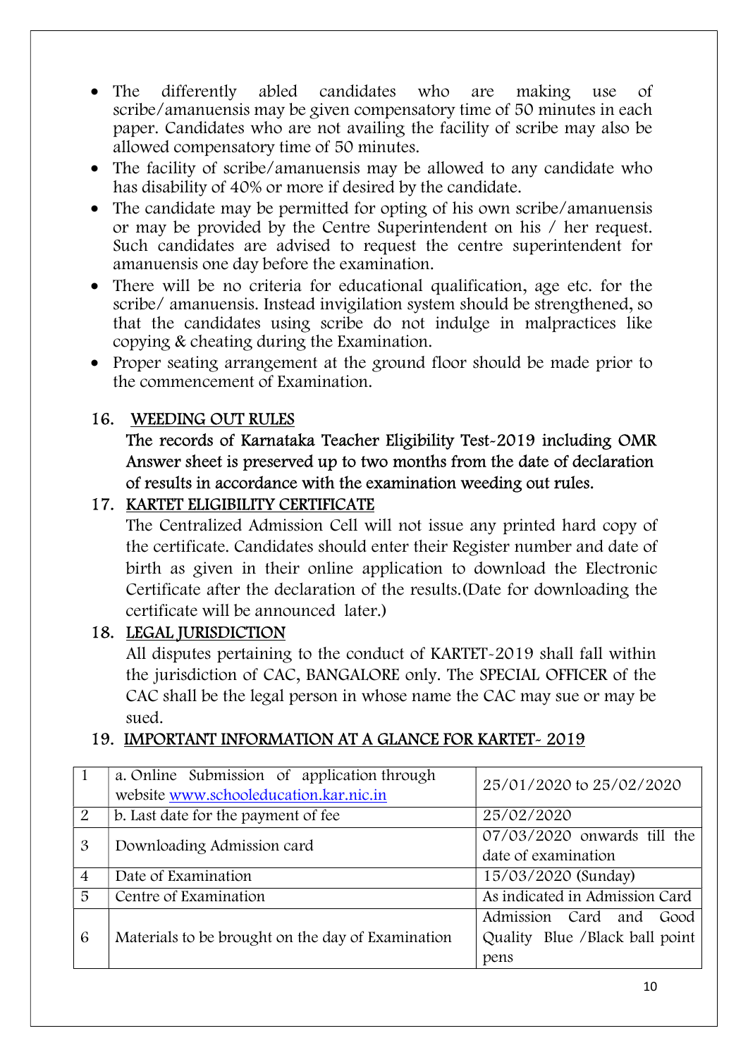- The differently abled candidates who are making use of scribe/amanuensis may be given compensatory time of 50 minutes in each paper. Candidates who are not availing the facility of scribe may also be allowed compensatory time of 50 minutes.
- The facility of scribe/amanuensis may be allowed to any candidate who has disability of 40% or more if desired by the candidate.
- The candidate may be permitted for opting of his own scribe/amanuensis or may be provided by the Centre Superintendent on his / her request. Such candidates are advised to request the centre superintendent for amanuensis one day before the examination.
- There will be no criteria for educational qualification, age etc. for the scribe/ amanuensis. Instead invigilation system should be strengthened, so that the candidates using scribe do not indulge in malpractices like copying & cheating during the Examination.
- Proper seating arrangement at the ground floor should be made prior to the commencement of Examination.

## 16. WEEDING OUT RULES

**The records of Karnataka Teacher Eligibility Test-2019 including OMR Answer sheet is preserved up to two months from the date of declaration of results in accordance with the examination weeding out rules.**

## 17. KARTET ELIGIBILITY CERTIFICATE

The Centralized Admission Cell will not issue any printed hard copy of the certificate. Candidates should enter their Register number and date of birth as given in their online application to download the Electronic Certificate after the declaration of the results.(Date for downloading the certificate will be announced later.)

## 18. LEGAL JURISDICTION

All disputes pertaining to the conduct of KARTET-2019 shall fall within the jurisdiction of CAC, BANGALORE only. The SPECIAL OFFICER of the CAC shall be the legal person in whose name the CAC may sue or may be sued.

## 19. IMPORTANT INFORMATION AT A GLANCE FOR KARTET- 2019

| | | |
|---|---|---|
| 1 | a. Online Submission of application through website www.schooleducation.kar.nic.in | 25/01/2020 to 25/02/2020 |
| 2 | b. Last date for the payment of fee | 25/02/2020 |
| 3 | Downloading Admission card | 07/03/2020 onwards till the date of examination |
| 4 | Date of Examination | 15/03/2020 (Sunday) |
| 5 | Centre of Examination | As indicated in Admission Card |
| 6 | Materials to be brought on the day of Examination | Admission Card and Good Quality Blue /Black ball point pens |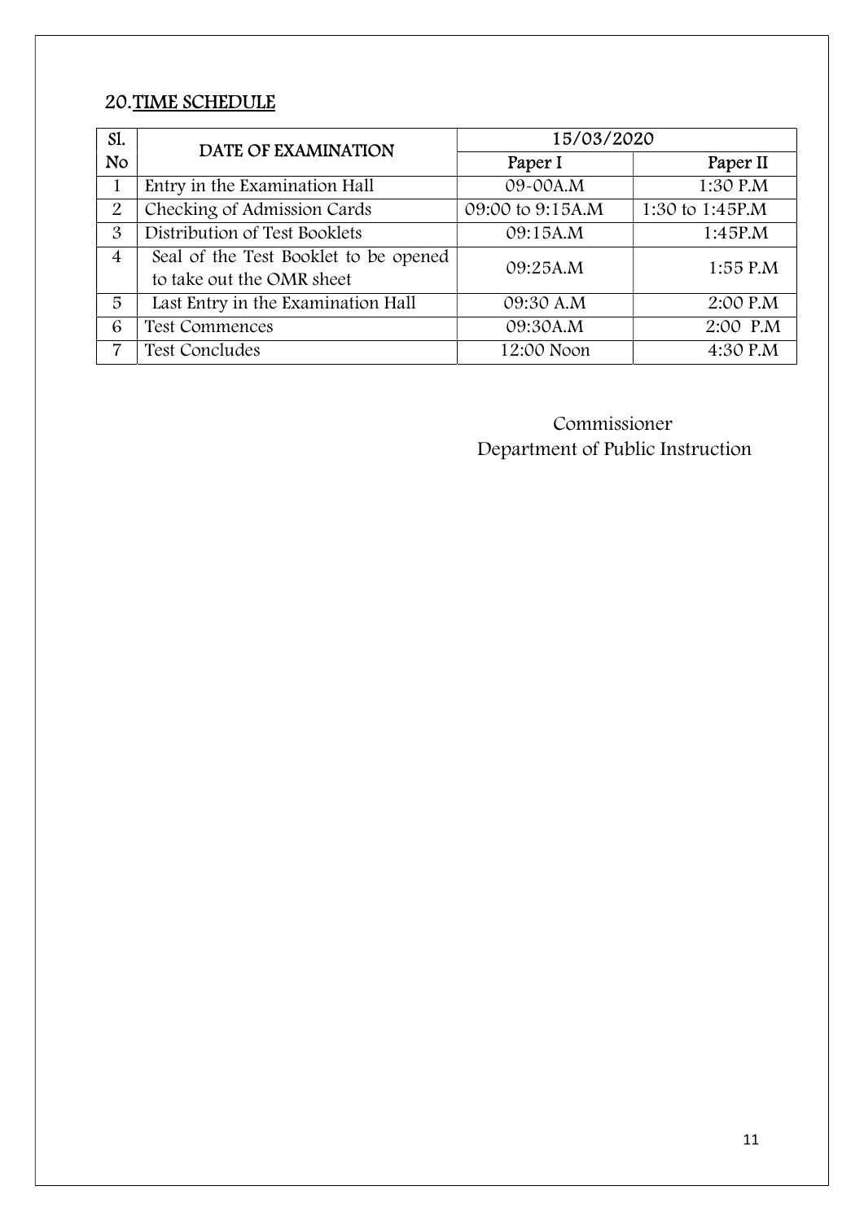## 20. TIME SCHEDULE

| Sl. No | DATE OF EXAMINATION | 15/03/2020 | |
|---|---|---|---|
| | | Paper I | Paper II |
| 1 | Entry in the Examination Hall | 09-00A.M | 1:30 P.M |
| 2 | Checking of Admission Cards | 09:00 to 9:15A.M | 1:30 to 1:45P.M |
| 3 | Distribution of Test Booklets | 09:15A.M | 1:45P.M |
| 4 | Seal of the Test Booklet to be opened to take out the OMR sheet | 09:25A.M | 1:55 P.M |
| 5 | Last Entry in the Examination Hall | 09:30 A.M | 2:00 P.M |
| 6 | Test Commences | 09:30A.M | 2:00 P.M |
| 7 | Test Concludes | 12:00 Noon | 4:30 P.M |

Commissioner
Department of Public Instruction